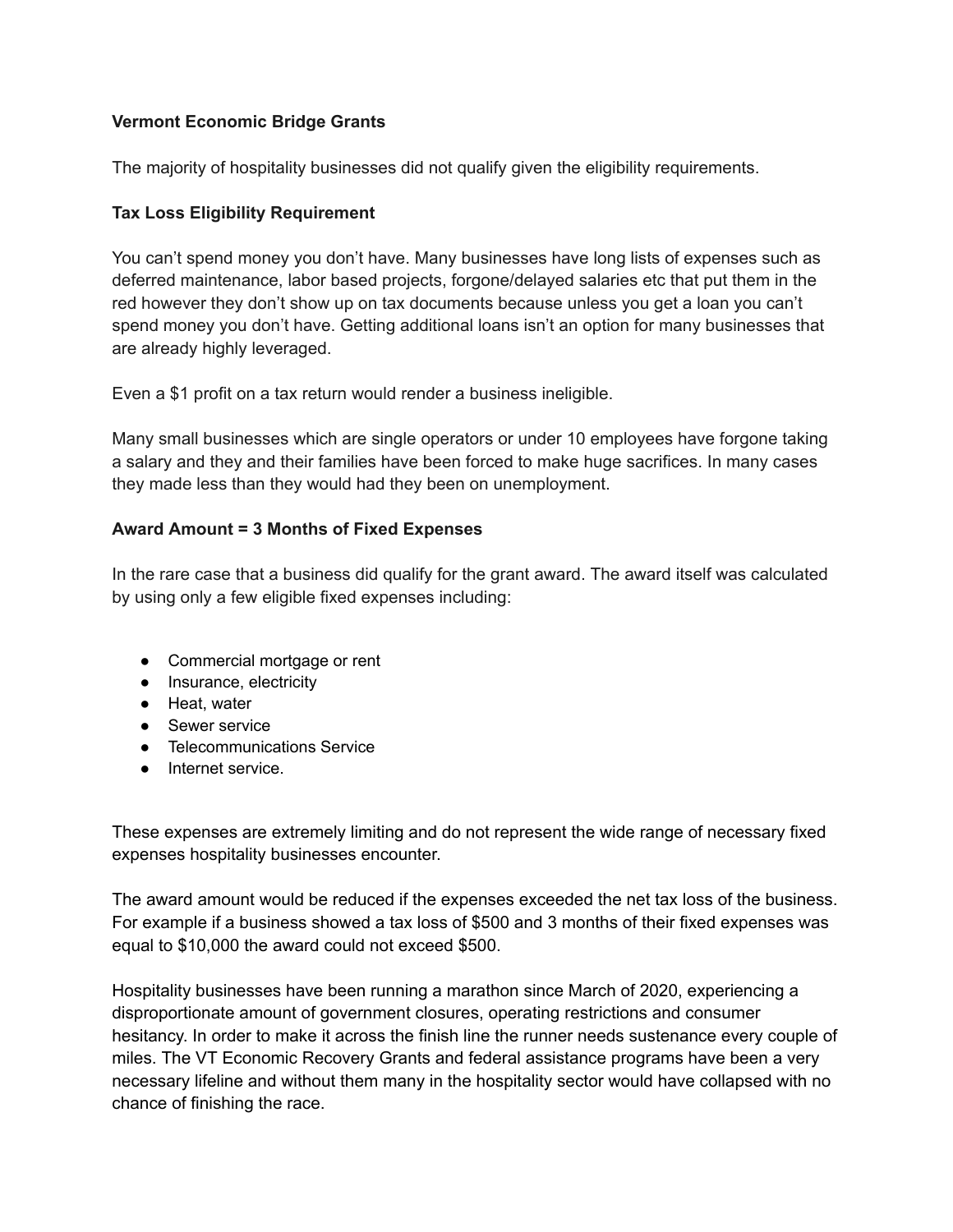**Vermont Economic Bridge Grants**

The majority of hospitality businesses did not qualify given the eligibility requirements.

**Tax Loss Eligibility Requirement**

You can't spend money you don't have. Many businesses have long lists of expenses such as deferred maintenance, labor based projects, forgone/delayed salaries etc that put them in the red however they don't show up on tax documents because unless you get a loan you can't spend money you don't have. Getting additional loans isn't an option for many businesses that are already highly leveraged.

Even a $1 profit on a tax return would render a business ineligible.

Many small businesses which are single operators or under 10 employees have forgone taking a salary and they and their families have been forced to make huge sacrifices. In many cases they made less than they would had they been on unemployment.

**Award Amount = 3 Months of Fixed Expenses**

In the rare case that a business did qualify for the grant award. The award itself was calculated by using only a few eligible fixed expenses including:

- Commercial mortgage or rent
- Insurance, electricity
- Heat, water
- Sewer service
- Telecommunications Service
- Internet service.

These expenses are extremely limiting and do not represent the wide range of necessary fixed expenses hospitality businesses encounter.

The award amount would be reduced if the expenses exceeded the net tax loss of the business. For example if a business showed a tax loss of $500 and 3 months of their fixed expenses was equal to $10,000 the award could not exceed $500.

Hospitality businesses have been running a marathon since March of 2020, experiencing a disproportionate amount of government closures, operating restrictions and consumer hesitancy. In order to make it across the finish line the runner needs sustenance every couple of miles. The VT Economic Recovery Grants and federal assistance programs have been a very necessary lifeline and without them many in the hospitality sector would have collapsed with no chance of finishing the race.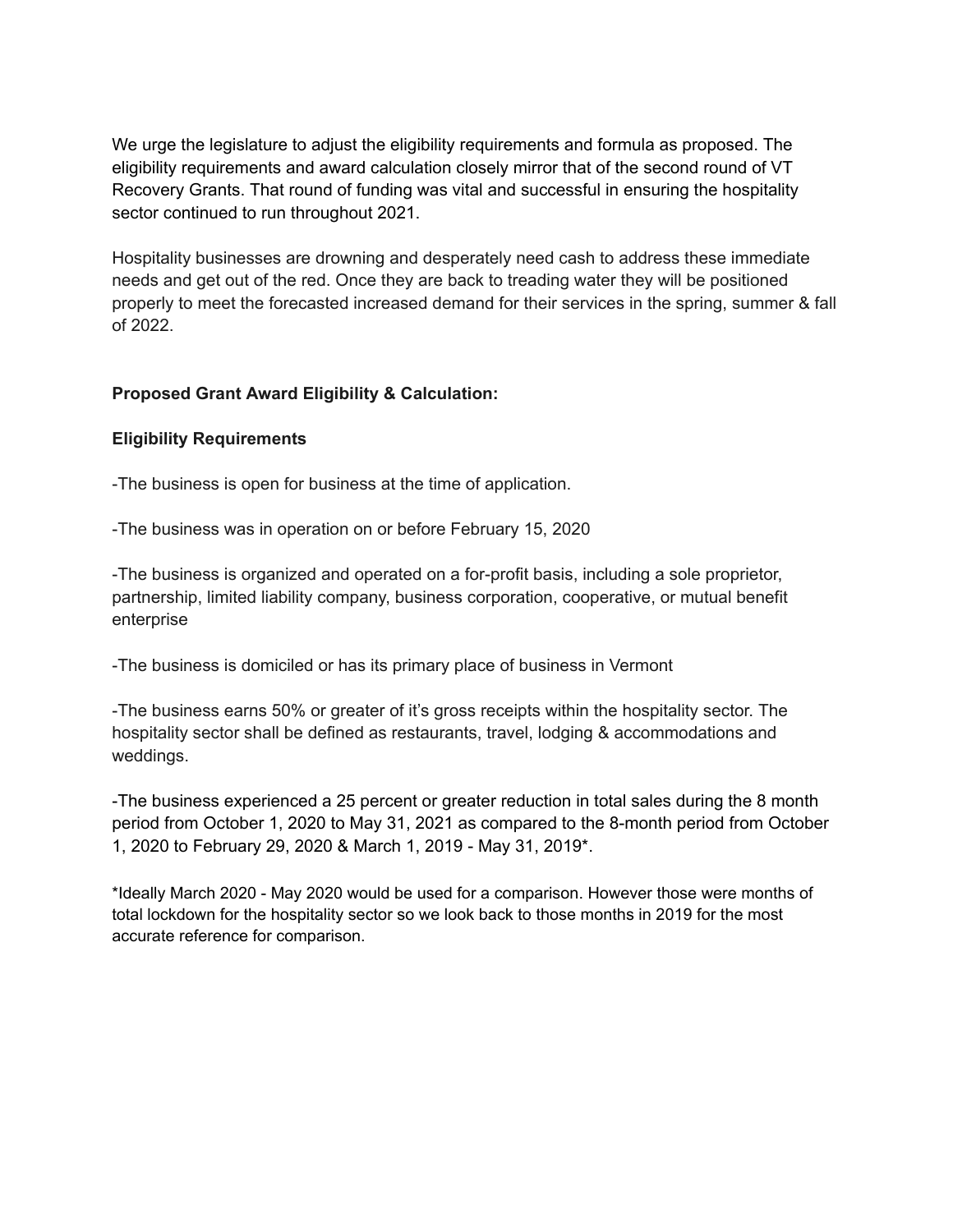We urge the legislature to adjust the eligibility requirements and formula as proposed. The eligibility requirements and award calculation closely mirror that of the second round of VT Recovery Grants. That round of funding was vital and successful in ensuring the hospitality sector continued to run throughout 2021.

Hospitality businesses are drowning and desperately need cash to address these immediate needs and get out of the red. Once they are back to treading water they will be positioned properly to meet the forecasted increased demand for their services in the spring, summer & fall of 2022.

**Proposed Grant Award Eligibility & Calculation:**

**Eligibility Requirements**

-The business is open for business at the time of application.

-The business was in operation on or before February 15, 2020

-The business is organized and operated on a for-profit basis, including a sole proprietor, partnership, limited liability company, business corporation, cooperative, or mutual benefit enterprise

-The business is domiciled or has its primary place of business in Vermont

-The business earns 50% or greater of it's gross receipts within the hospitality sector. The hospitality sector shall be defined as restaurants, travel, lodging & accommodations and weddings.

-The business experienced a 25 percent or greater reduction in total sales during the 8 month period from October 1, 2020 to May 31, 2021 as compared to the 8-month period from October 1, 2020 to February 29, 2020 & March 1, 2019 - May 31, 2019*.

*Ideally March 2020 - May 2020 would be used for a comparison. However those were months of total lockdown for the hospitality sector so we look back to those months in 2019 for the most accurate reference for comparison.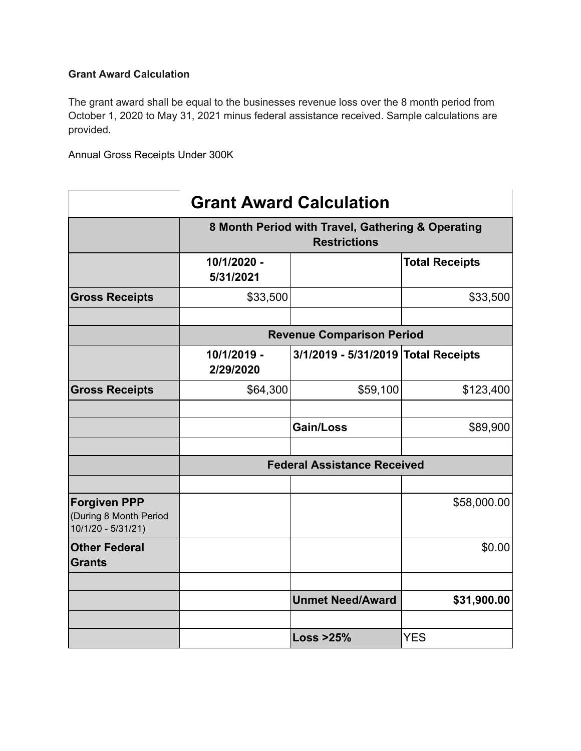**Grant Award Calculation**

The grant award shall be equal to the businesses revenue loss over the 8 month period from October 1, 2020 to May 31, 2021 minus federal assistance received. Sample calculations are provided.

Annual Gross Receipts Under 300K

| Grant Award Calculation | | | |
|---|---|---|---|
| | **8 Month Period with Travel, Gathering & Operating Restrictions** | | |
| | **10/1/2020 - 5/31/2021** | | **Total Receipts** |
| **Gross Receipts** | $33,500 | | $33,500 |
| | | | |
| | **Revenue Comparison Period** | | |
| | **10/1/2019 - 2/29/2020** | **3/1/2019 - 5/31/2019** | **Total Receipts** |
| **Gross Receipts** | $64,300 | $59,100 | $123,400 |
| | | | |
| | | **Gain/Loss** | $89,900 |
| | | | |
| | **Federal Assistance Received** | | |
| | | | |
| **Forgiven PPP** (During 8 Month Period 10/1/20 - 5/31/21) | | | $58,000.00 |
| **Other Federal Grants** | | | $0.00 |
| | | | |
| | | **Unmet Need/Award** | **$31,900.00** |
| | | | |
| | | **Loss >25%** | YES |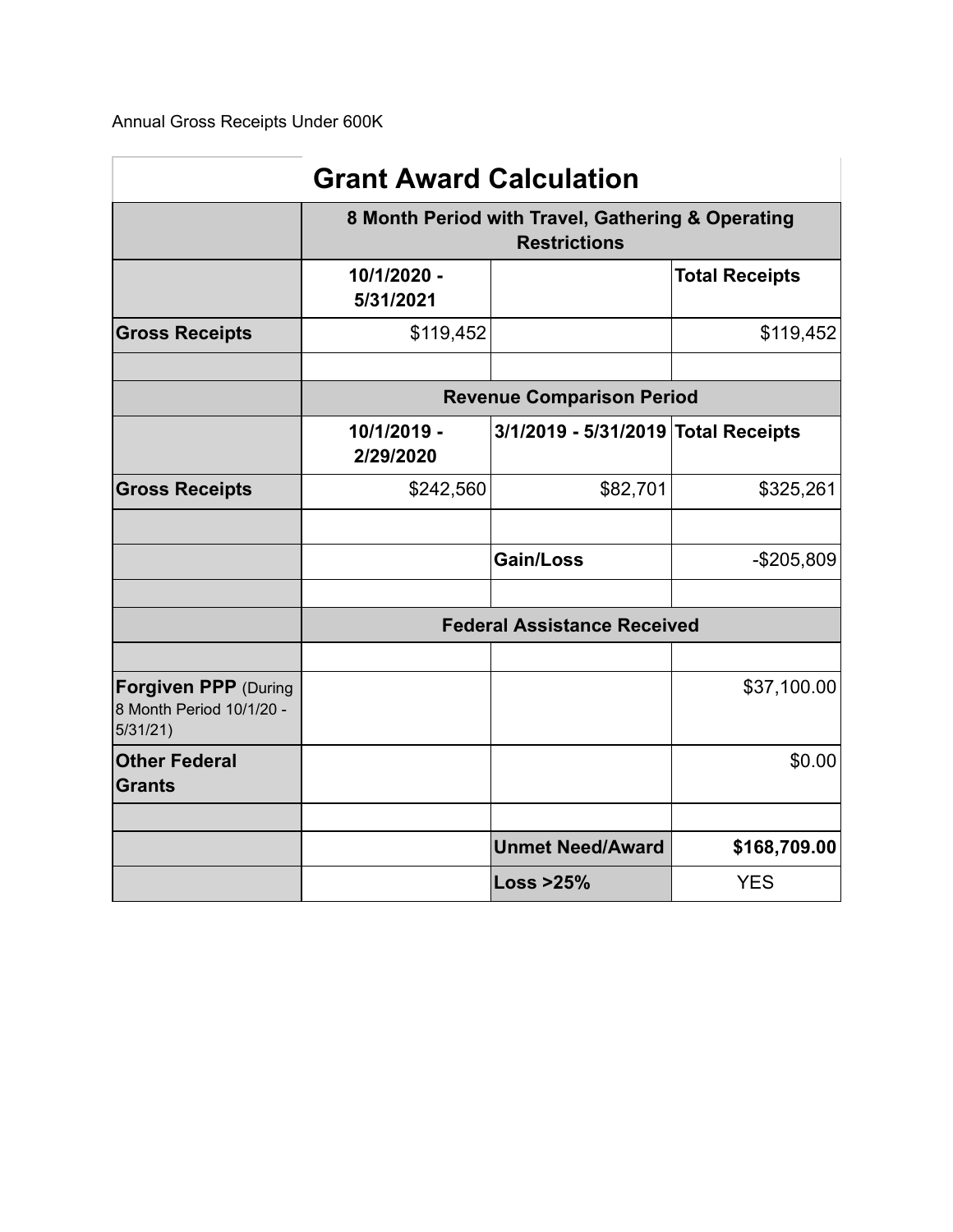Annual Gross Receipts Under 600K

## Grant Award Calculation

| | | | |
|---|---|---|---|
| | **8 Month Period with Travel, Gathering & Operating Restrictions** | | |
| | **10/1/2020 - 5/31/2021** | | **Total Receipts** |
| **Gross Receipts** | $119,452 | | $119,452 |
| | | | |
| | **Revenue Comparison Period** | | |
| | **10/1/2019 - 2/29/2020** | **3/1/2019 - 5/31/2019** | **Total Receipts** |
| **Gross Receipts** | $242,560 | $82,701 | $325,261 |
| | | | |
| | | **Gain/Loss** | -$205,809 |
| | | | |
| | **Federal Assistance Received** | | |
| | | | |
| **Forgiven PPP** (During 8 Month Period 10/1/20 - 5/31/21) | | | $37,100.00 |
| **Other Federal Grants** | | | $0.00 |
| | | | |
| | | **Unmet Need/Award** | **$168,709.00** |
| | | **Loss >25%** | YES |